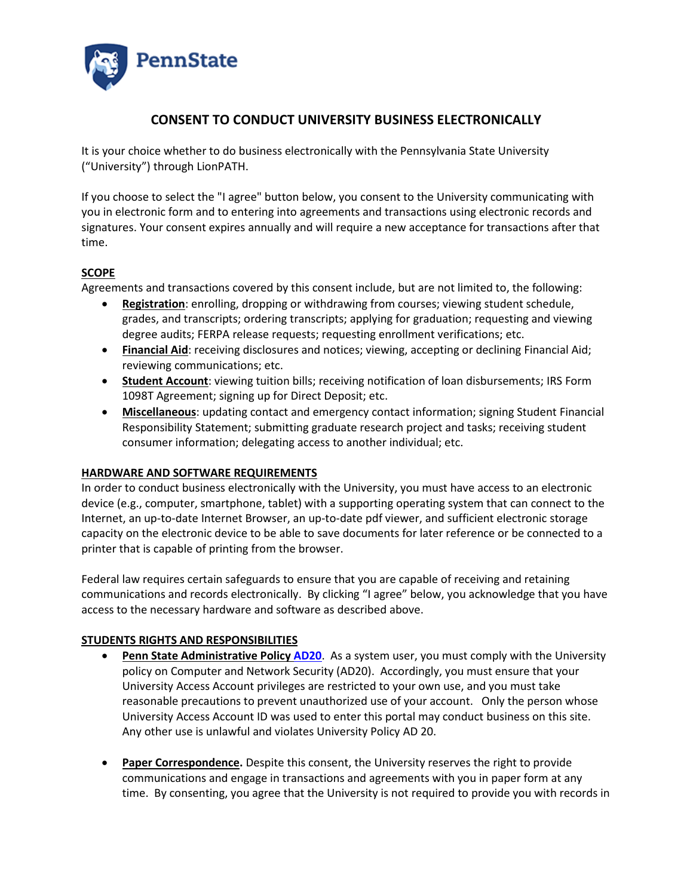PennState

# CONSENT TO CONDUCT UNIVERSITY BUSINESS ELECTRONICALLY

It is your choice whether to do business electronically with the Pennsylvania State University ("University") through LionPATH.

If you choose to select the "I agree" button below, you consent to the University communicating with you in electronic form and to entering into agreements and transactions using electronic records and signatures. Your consent expires annually and will require a new acceptance for transactions after that time.

## SCOPE

Agreements and transactions covered by this consent include, but are not limited to, the following:

- **Registration**: enrolling, dropping or withdrawing from courses; viewing student schedule, grades, and transcripts; ordering transcripts; applying for graduation; requesting and viewing degree audits; FERPA release requests; requesting enrollment verifications; etc.
- **Financial Aid**: receiving disclosures and notices; viewing, accepting or declining Financial Aid; reviewing communications; etc.
- **Student Account**: viewing tuition bills; receiving notification of loan disbursements; IRS Form 1098T Agreement; signing up for Direct Deposit; etc.
- **Miscellaneous**: updating contact and emergency contact information; signing Student Financial Responsibility Statement; submitting graduate research project and tasks; receiving student consumer information; delegating access to another individual; etc.

## HARDWARE AND SOFTWARE REQUIREMENTS

In order to conduct business electronically with the University, you must have access to an electronic device (e.g., computer, smartphone, tablet) with a supporting operating system that can connect to the Internet, an up-to-date Internet Browser, an up-to-date pdf viewer, and sufficient electronic storage capacity on the electronic device to be able to save documents for later reference or be connected to a printer that is capable of printing from the browser.

Federal law requires certain safeguards to ensure that you are capable of receiving and retaining communications and records electronically. By clicking "I agree" below, you acknowledge that you have access to the necessary hardware and software as described above.

## STUDENTS RIGHTS AND RESPONSIBILITIES

- **Penn State Administrative Policy AD20**. As a system user, you must comply with the University policy on Computer and Network Security (AD20). Accordingly, you must ensure that your University Access Account privileges are restricted to your own use, and you must take reasonable precautions to prevent unauthorized use of your account. Only the person whose University Access Account ID was used to enter this portal may conduct business on this site. Any other use is unlawful and violates University Policy AD 20.

- **Paper Correspondence.** Despite this consent, the University reserves the right to provide communications and engage in transactions and agreements with you in paper form at any time. By consenting, you agree that the University is not required to provide you with records in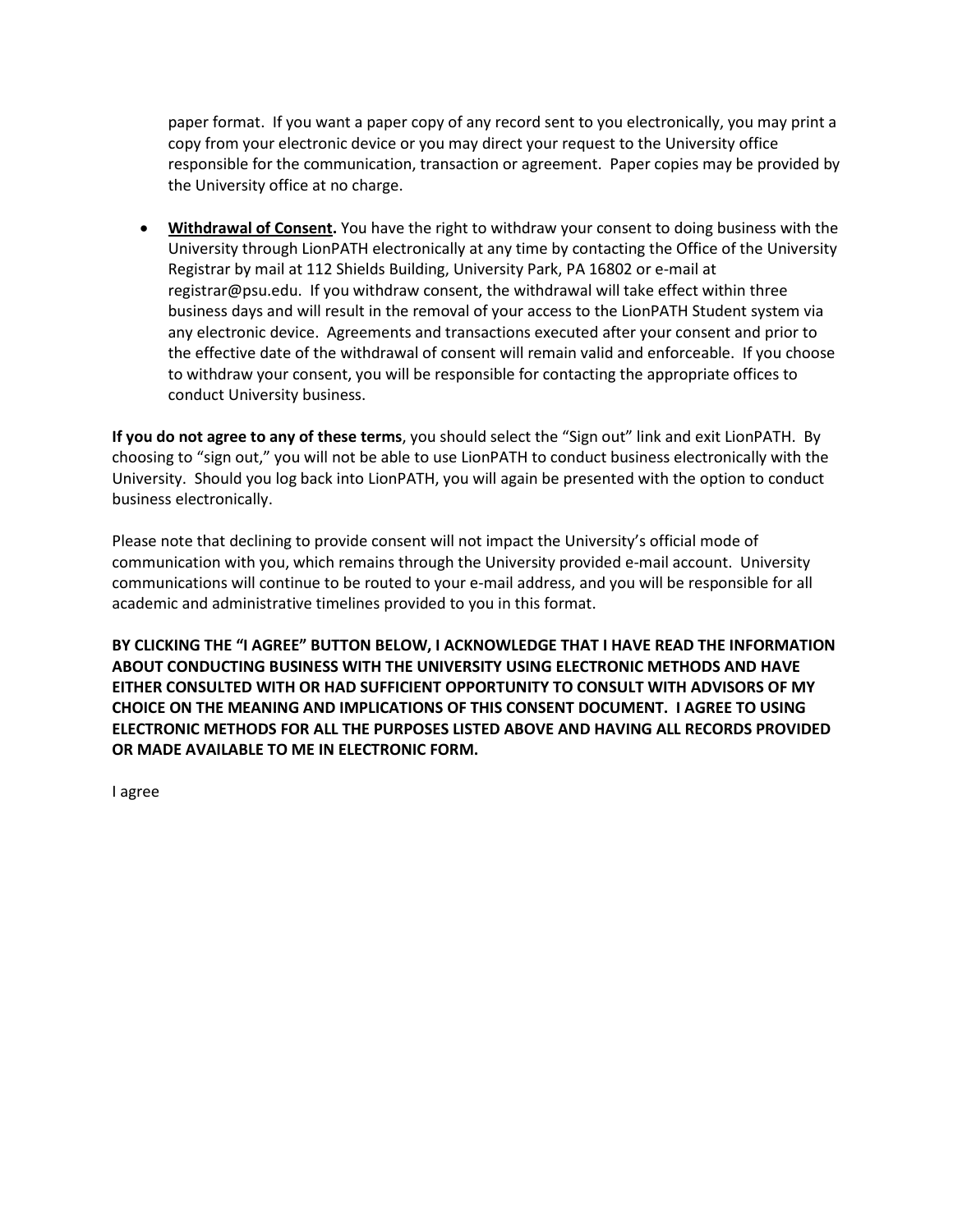paper format. If you want a paper copy of any record sent to you electronically, you may print a copy from your electronic device or you may direct your request to the University office responsible for the communication, transaction or agreement. Paper copies may be provided by the University office at no charge.

- **Withdrawal of Consent.** You have the right to withdraw your consent to doing business with the University through LionPATH electronically at any time by contacting the Office of the University Registrar by mail at 112 Shields Building, University Park, PA 16802 or e-mail at registrar@psu.edu. If you withdraw consent, the withdrawal will take effect within three business days and will result in the removal of your access to the LionPATH Student system via any electronic device. Agreements and transactions executed after your consent and prior to the effective date of the withdrawal of consent will remain valid and enforceable. If you choose to withdraw your consent, you will be responsible for contacting the appropriate offices to conduct University business.

**If you do not agree to any of these terms**, you should select the "Sign out" link and exit LionPATH. By choosing to "sign out," you will not be able to use LionPATH to conduct business electronically with the University. Should you log back into LionPATH, you will again be presented with the option to conduct business electronically.

Please note that declining to provide consent will not impact the University's official mode of communication with you, which remains through the University provided e-mail account. University communications will continue to be routed to your e-mail address, and you will be responsible for all academic and administrative timelines provided to you in this format.

**BY CLICKING THE "I AGREE" BUTTON BELOW, I ACKNOWLEDGE THAT I HAVE READ THE INFORMATION ABOUT CONDUCTING BUSINESS WITH THE UNIVERSITY USING ELECTRONIC METHODS AND HAVE EITHER CONSULTED WITH OR HAD SUFFICIENT OPPORTUNITY TO CONSULT WITH ADVISORS OF MY CHOICE ON THE MEANING AND IMPLICATIONS OF THIS CONSENT DOCUMENT. I AGREE TO USING ELECTRONIC METHODS FOR ALL THE PURPOSES LISTED ABOVE AND HAVING ALL RECORDS PROVIDED OR MADE AVAILABLE TO ME IN ELECTRONIC FORM.**

I agree